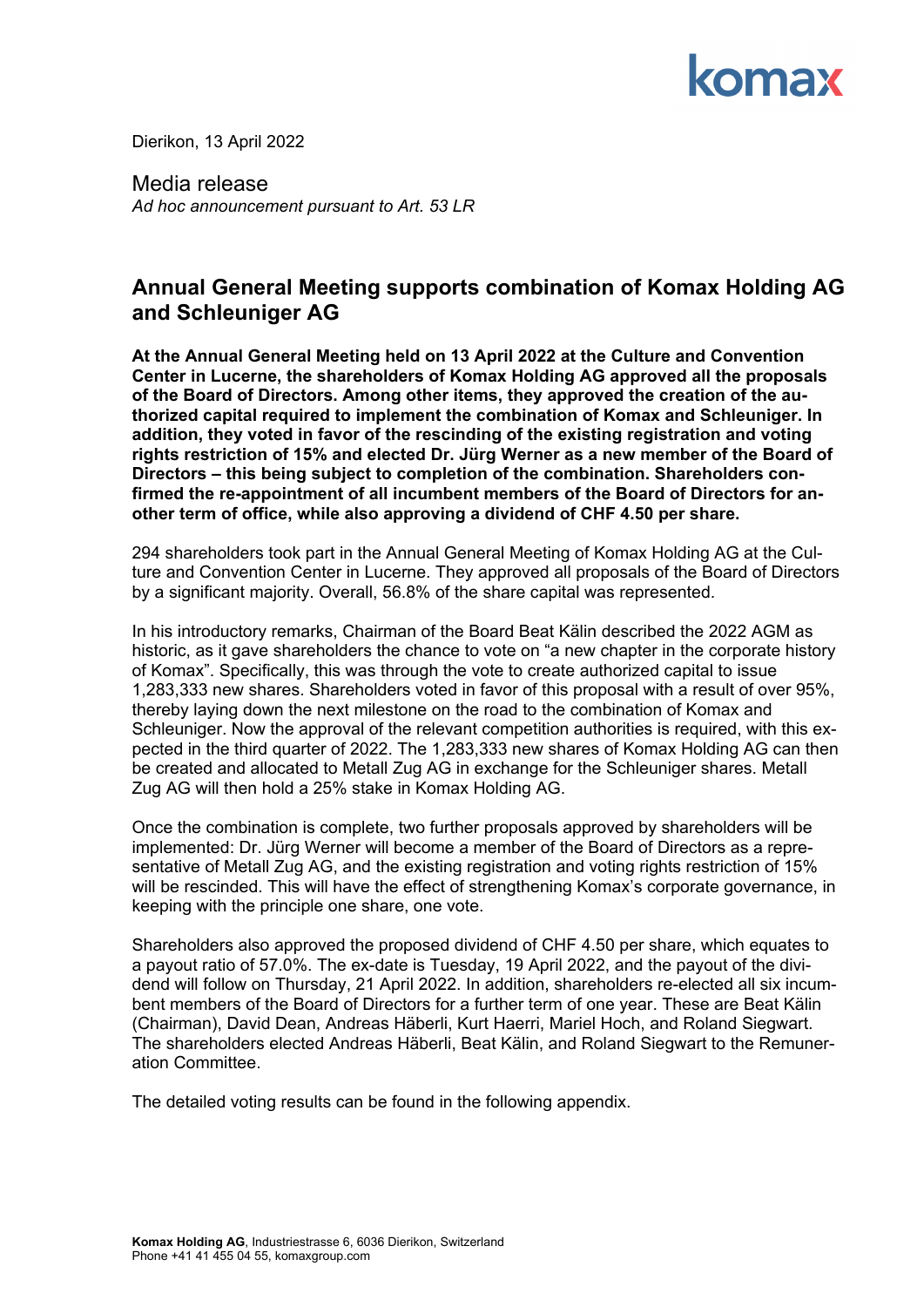Dierikon, 13 April 2022

Media release

*Ad hoc announcement pursuant to Art. 53 LR*

# Annual General Meeting supports combination of Komax Holding AG and Schleuniger AG

**At the Annual General Meeting held on 13 April 2022 at the Culture and Convention Center in Lucerne, the shareholders of Komax Holding AG approved all the proposals of the Board of Directors. Among other items, they approved the creation of the authorized capital required to implement the combination of Komax and Schleuniger. In addition, they voted in favor of the rescinding of the existing registration and voting rights restriction of 15% and elected Dr. Jürg Werner as a new member of the Board of Directors – this being subject to completion of the combination. Shareholders confirmed the re-appointment of all incumbent members of the Board of Directors for another term of office, while also approving a dividend of CHF 4.50 per share.**

294 shareholders took part in the Annual General Meeting of Komax Holding AG at the Culture and Convention Center in Lucerne. They approved all proposals of the Board of Directors by a significant majority. Overall, 56.8% of the share capital was represented.

In his introductory remarks, Chairman of the Board Beat Kälin described the 2022 AGM as historic, as it gave shareholders the chance to vote on "a new chapter in the corporate history of Komax". Specifically, this was through the vote to create authorized capital to issue 1,283,333 new shares. Shareholders voted in favor of this proposal with a result of over 95%, thereby laying down the next milestone on the road to the combination of Komax and Schleuniger. Now the approval of the relevant competition authorities is required, with this expected in the third quarter of 2022. The 1,283,333 new shares of Komax Holding AG can then be created and allocated to Metall Zug AG in exchange for the Schleuniger shares. Metall Zug AG will then hold a 25% stake in Komax Holding AG.

Once the combination is complete, two further proposals approved by shareholders will be implemented: Dr. Jürg Werner will become a member of the Board of Directors as a representative of Metall Zug AG, and the existing registration and voting rights restriction of 15% will be rescinded. This will have the effect of strengthening Komax's corporate governance, in keeping with the principle one share, one vote.

Shareholders also approved the proposed dividend of CHF 4.50 per share, which equates to a payout ratio of 57.0%. The ex-date is Tuesday, 19 April 2022, and the payout of the dividend will follow on Thursday, 21 April 2022. In addition, shareholders re-elected all six incumbent members of the Board of Directors for a further term of one year. These are Beat Kälin (Chairman), David Dean, Andreas Häberli, Kurt Haerri, Mariel Hoch, and Roland Siegwart. The shareholders elected Andreas Häberli, Beat Kälin, and Roland Siegwart to the Remuneration Committee.

The detailed voting results can be found in the following appendix.

**Komax Holding AG**, Industriestrasse 6, 6036 Dierikon, Switzerland
Phone +41 41 455 04 55, komaxgroup.com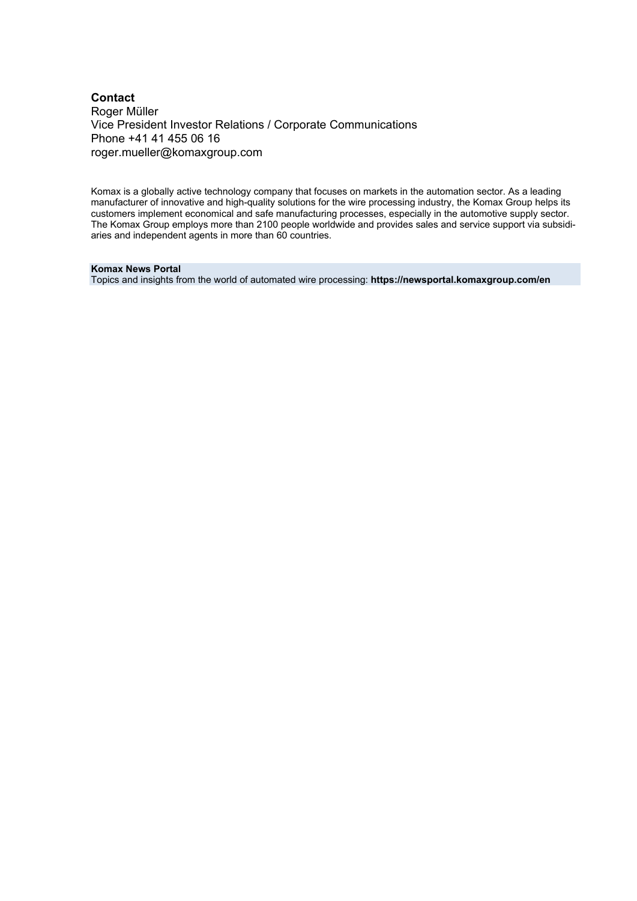**Contact**
Roger Müller
Vice President Investor Relations / Corporate Communications
Phone +41 41 455 06 16
roger.mueller@komaxgroup.com

Komax is a globally active technology company that focuses on markets in the automation sector. As a leading manufacturer of innovative and high-quality solutions for the wire processing industry, the Komax Group helps its customers implement economical and safe manufacturing processes, especially in the automotive supply sector. The Komax Group employs more than 2100 people worldwide and provides sales and service support via subsidiaries and independent agents in more than 60 countries.

**Komax News Portal**
Topics and insights from the world of automated wire processing: **https://newsportal.komaxgroup.com/en**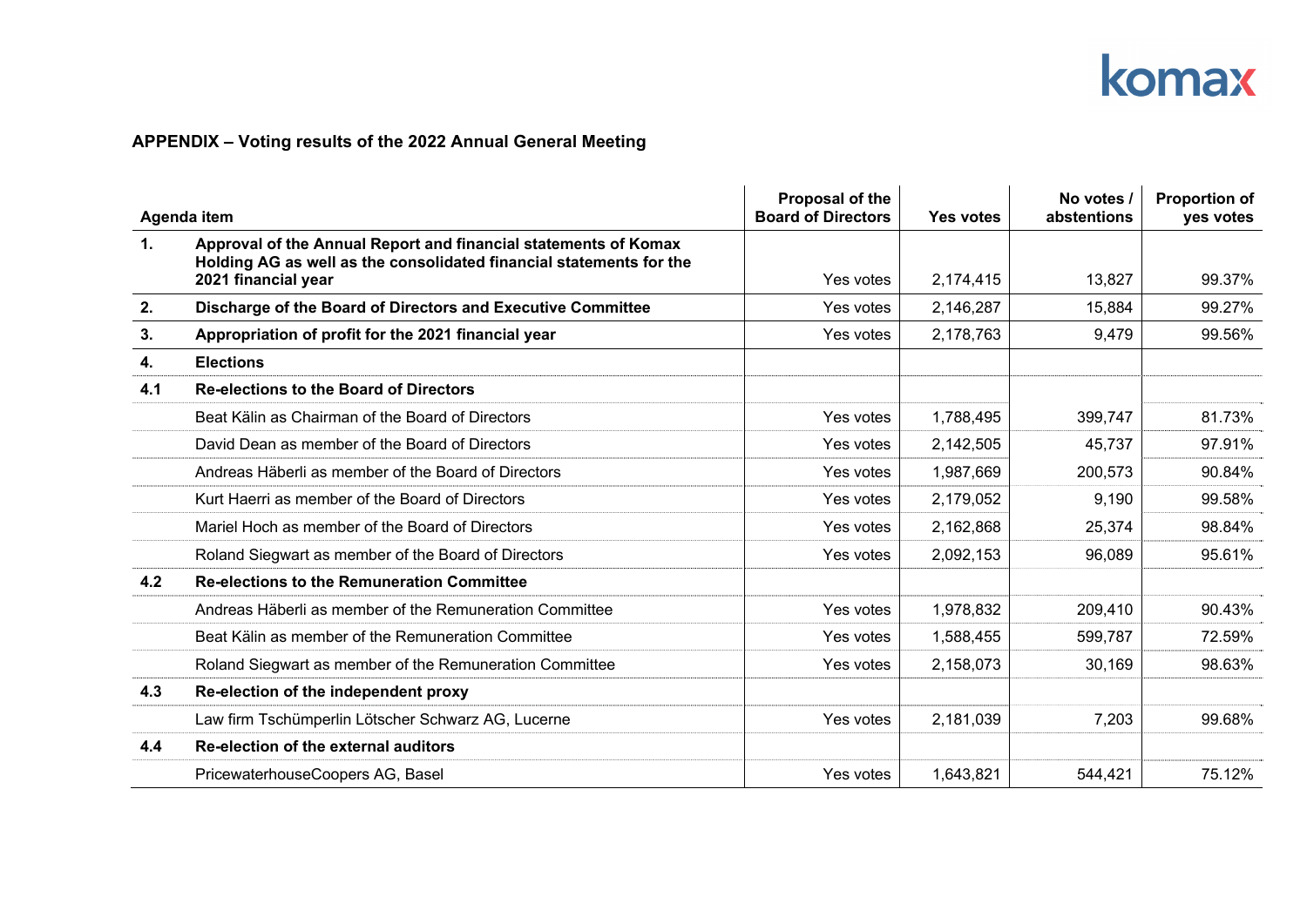**APPENDIX – Voting results of the 2022 Annual General Meeting**

| | Agenda item | Proposal of the Board of Directors | Yes votes | No votes / abstentions | Proportion of yes votes |
|---|---|---|---|---|---|
| **1.** | **Approval of the Annual Report and financial statements of Komax Holding AG as well as the consolidated financial statements for the 2021 financial year** | Yes votes | 2,174,415 | 13,827 | 99.37% |
| **2.** | **Discharge of the Board of Directors and Executive Committee** | Yes votes | 2,146,287 | 15,884 | 99.27% |
| **3.** | **Appropriation of profit for the 2021 financial year** | Yes votes | 2,178,763 | 9,479 | 99.56% |
| **4.** | **Elections** | | | | |
| **4.1** | **Re-elections to the Board of Directors** | | | | |
| | Beat Kälin as Chairman of the Board of Directors | Yes votes | 1,788,495 | 399,747 | 81.73% |
| | David Dean as member of the Board of Directors | Yes votes | 2,142,505 | 45,737 | 97.91% |
| | Andreas Häberli as member of the Board of Directors | Yes votes | 1,987,669 | 200,573 | 90.84% |
| | Kurt Haerri as member of the Board of Directors | Yes votes | 2,179,052 | 9,190 | 99.58% |
| | Mariel Hoch as member of the Board of Directors | Yes votes | 2,162,868 | 25,374 | 98.84% |
| | Roland Siegwart as member of the Board of Directors | Yes votes | 2,092,153 | 96,089 | 95.61% |
| **4.2** | **Re-elections to the Remuneration Committee** | | | | |
| | Andreas Häberli as member of the Remuneration Committee | Yes votes | 1,978,832 | 209,410 | 90.43% |
| | Beat Kälin as member of the Remuneration Committee | Yes votes | 1,588,455 | 599,787 | 72.59% |
| | Roland Siegwart as member of the Remuneration Committee | Yes votes | 2,158,073 | 30,169 | 98.63% |
| **4.3** | **Re-election of the independent proxy** | | | | |
| | Law firm Tschümperlin Lötscher Schwarz AG, Lucerne | Yes votes | 2,181,039 | 7,203 | 99.68% |
| **4.4** | **Re-election of the external auditors** | | | | |
| | PricewaterhouseCoopers AG, Basel | Yes votes | 1,643,821 | 544,421 | 75.12% |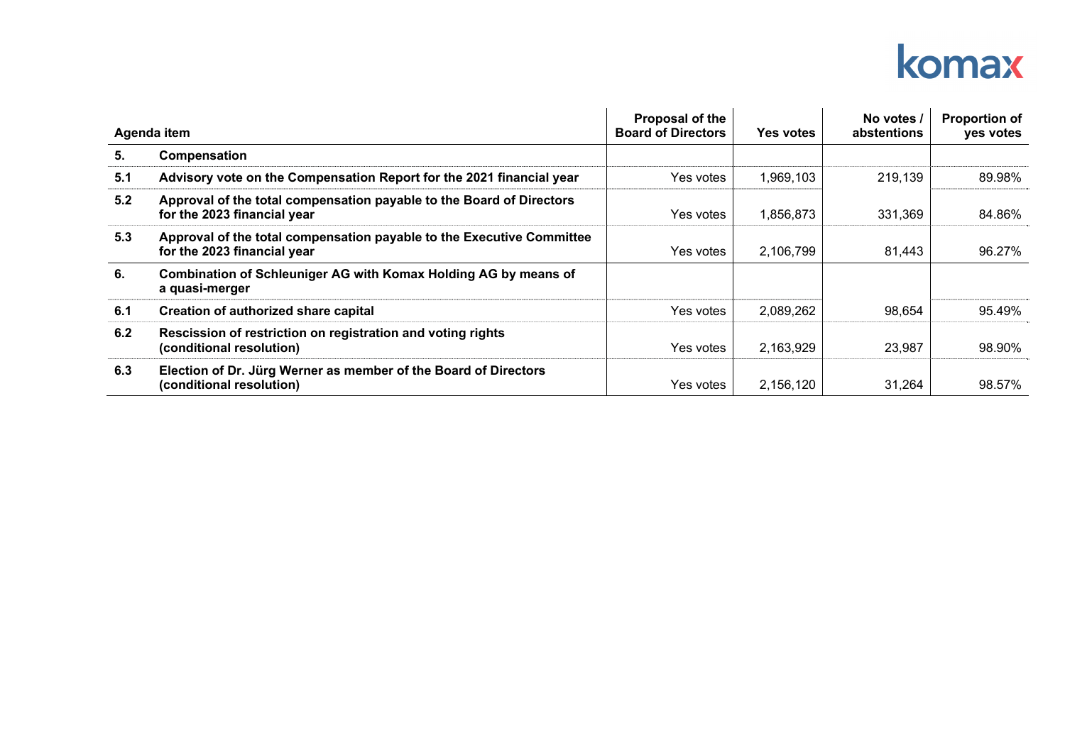| Agenda item | | Proposal of the Board of Directors | Yes votes | No votes / abstentions | Proportion of yes votes |
|---|---|---|---|---|---|
| **5.** | **Compensation** | | | | |
| **5.1** | **Advisory vote on the Compensation Report for the 2021 financial year** | Yes votes | 1,969,103 | 219,139 | 89.98% |
| **5.2** | **Approval of the total compensation payable to the Board of Directors for the 2023 financial year** | Yes votes | 1,856,873 | 331,369 | 84.86% |
| **5.3** | **Approval of the total compensation payable to the Executive Committee for the 2023 financial year** | Yes votes | 2,106,799 | 81,443 | 96.27% |
| **6.** | **Combination of Schleuniger AG with Komax Holding AG by means of a quasi-merger** | | | | |
| **6.1** | **Creation of authorized share capital** | Yes votes | 2,089,262 | 98,654 | 95.49% |
| **6.2** | **Rescission of restriction on registration and voting rights (conditional resolution)** | Yes votes | 2,163,929 | 23,987 | 98.90% |
| **6.3** | **Election of Dr. Jürg Werner as member of the Board of Directors (conditional resolution)** | Yes votes | 2,156,120 | 31,264 | 98.57% |